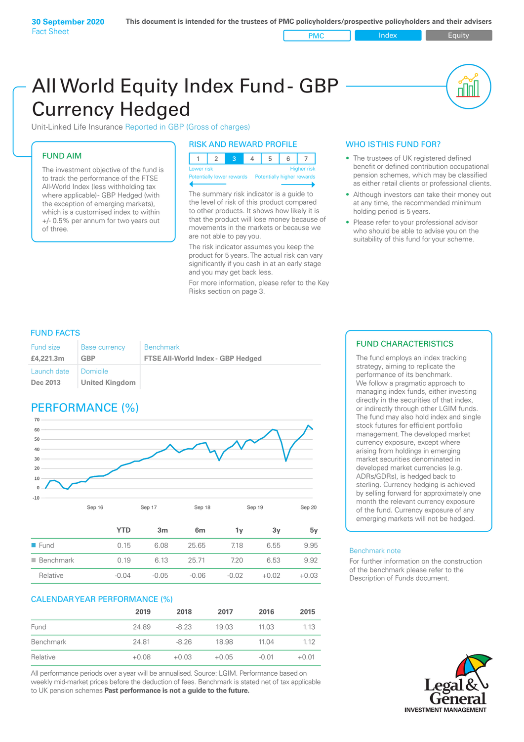**30 September 2020**
Fact Sheet

**This document is intended for the trustees of PMC policyholders/prospective policyholders and their advisers**

PMC | Index | Equity

# All World Equity Index Fund - GBP Currency Hedged

Unit-Linked Life Insurance Reported in GBP (Gross of charges)

## FUND AIM

The investment objective of the fund is to track the performance of the FTSE All-World Index (less withholding tax where applicable)- GBP Hedged (with the exception of emerging markets), which is a customised index to within +/- 0.5% per annum for two years out of three.

## RISK AND REWARD PROFILE

| 1 | 2 | **3** | 4 | 5 | 6 | 7 |
|---|---|---|---|---|---|---|

Lower risk — Higher risk
Potentially lower rewards — Potentially higher rewards

The summary risk indicator is a guide to the level of risk of this product compared to other products. It shows how likely it is that the product will lose money because of movements in the markets or because we are not able to pay you.

The risk indicator assumes you keep the product for 5 years. The actual risk can vary significantly if you cash in at an early stage and you may get back less.

For more information, please refer to the Key Risks section on page 3.

## WHO IS THIS FUND FOR?

- The trustees of UK registered defined benefit or defined contribution occupational pension schemes, which may be classified as either retail clients or professional clients.
- Although investors can take their money out at any time, the recommended minimum holding period is 5 years.
- Please refer to your professional advisor who should be able to advise you on the suitability of this fund for your scheme.

## FUND FACTS

| Fund size | Base currency | Benchmark |
|---|---|---|
| **£4,221.3m** | **GBP** | **FTSE All-World Index - GBP Hedged** |
| Launch date | Domicile | |
| **Dec 2013** | **United Kingdom** | |

## PERFORMANCE (%)

| | YTD | 3m | 6m | 1y | 3y | 5y |
|---|---|---|---|---|---|---|
| Fund | 0.15 | 6.08 | 25.65 | 7.18 | 6.55 | 9.95 |
| Benchmark | 0.19 | 6.13 | 25.71 | 7.20 | 6.53 | 9.92 |
| Relative | -0.04 | -0.05 | -0.06 | -0.02 | +0.02 | +0.03 |

## CALENDAR YEAR PERFORMANCE (%)

| | 2019 | 2018 | 2017 | 2016 | 2015 |
|---|---|---|---|---|---|
| Fund | 24.89 | -8.23 | 19.03 | 11.03 | 1.13 |
| Benchmark | 24.81 | -8.26 | 18.98 | 11.04 | 1.12 |
| Relative | +0.08 | +0.03 | +0.05 | -0.01 | +0.01 |

All performance periods over a year will be annualised. Source: LGIM. Performance based on weekly mid-market prices before the deduction of fees. Benchmark is stated net of tax applicable to UK pension schemes **Past performance is not a guide to the future.**

## FUND CHARACTERISTICS

The fund employs an index tracking strategy, aiming to replicate the performance of its benchmark. We follow a pragmatic approach to managing index funds, either investing directly in the securities of that index, or indirectly through other LGIM funds. The fund may also hold index and single stock futures for efficient portfolio management. The developed market currency exposure, except where arising from holdings in emerging market securities denominated in developed market currencies (e.g. ADRs/GDRs), is hedged back to sterling. Currency hedging is achieved by selling forward for approximately one month the relevant currency exposure of the fund. Currency exposure of any emerging markets will not be hedged.

### Benchmark note

For further information on the construction of the benchmark please refer to the Description of Funds document.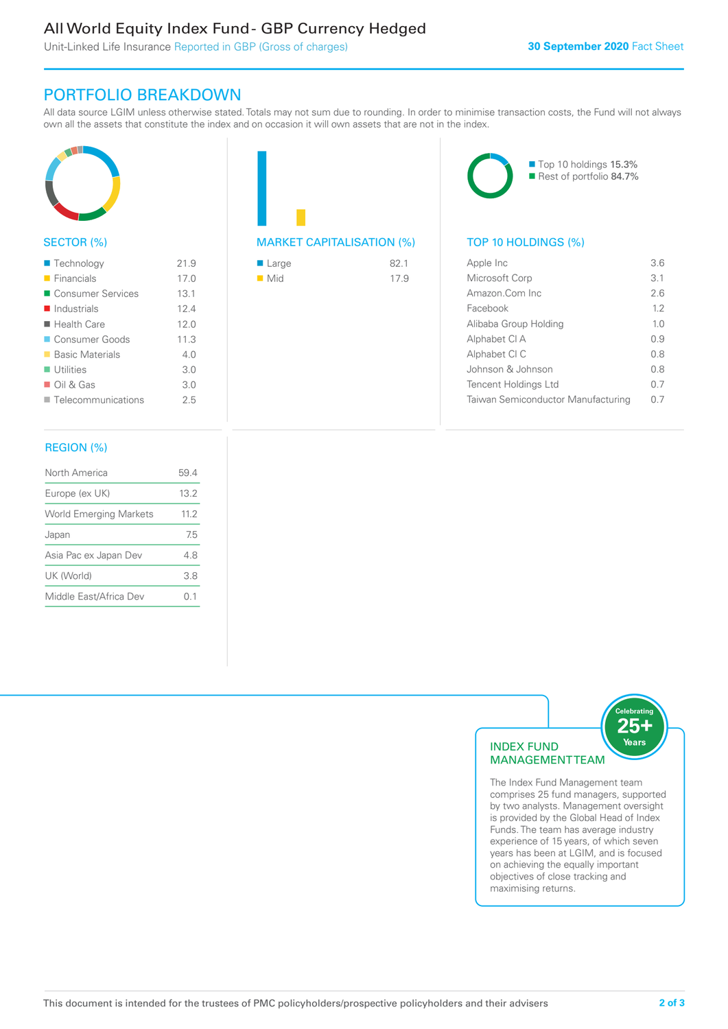# All World Equity Index Fund - GBP Currency Hedged

Unit-Linked Life Insurance Reported in GBP (Gross of charges)

**30 September 2020** Fact Sheet

## PORTFOLIO BREAKDOWN

All data source LGIM unless otherwise stated. Totals may not sum due to rounding. In order to minimise transaction costs, the Fund will not always own all the assets that constitute the index and on occasion it will own assets that are not in the index.

### SECTOR (%)

| Sector | % |
|---|---|
| Technology | 21.9 |
| Financials | 17.0 |
| Consumer Services | 13.1 |
| Industrials | 12.4 |
| Health Care | 12.0 |
| Consumer Goods | 11.3 |
| Basic Materials | 4.0 |
| Utilities | 3.0 |
| Oil & Gas | 3.0 |
| Telecommunications | 2.5 |

### MARKET CAPITALISATION (%)

| Market Capitalisation | % |
|---|---|
| Large | 82.1 |
| Mid | 17.9 |

Top 10 holdings 15.3%
Rest of portfolio 84.7%

### TOP 10 HOLDINGS (%)

| Holding | % |
|---|---|
| Apple Inc | 3.6 |
| Microsoft Corp | 3.1 |
| Amazon.Com Inc | 2.6 |
| Facebook | 1.2 |
| Alibaba Group Holding | 1.0 |
| Alphabet Cl A | 0.9 |
| Alphabet Cl C | 0.8 |
| Johnson & Johnson | 0.8 |
| Tencent Holdings Ltd | 0.7 |
| Taiwan Semiconductor Manufacturing | 0.7 |

### REGION (%)

| Region | % |
|---|---|
| North America | 59.4 |
| Europe (ex UK) | 13.2 |
| World Emerging Markets | 11.2 |
| Japan | 7.5 |
| Asia Pac ex Japan Dev | 4.8 |
| UK (World) | 3.8 |
| Middle East/Africa Dev | 0.1 |

### INDEX FUND MANAGEMENT TEAM

Celebrating 25+ Years

The Index Fund Management team comprises 25 fund managers, supported by two analysts. Management oversight is provided by the Global Head of Index Funds. The team has average industry experience of 15 years, of which seven years has been at LGIM, and is focused on achieving the equally important objectives of close tracking and maximising returns.

This document is intended for the trustees of PMC policyholders/prospective policyholders and their advisers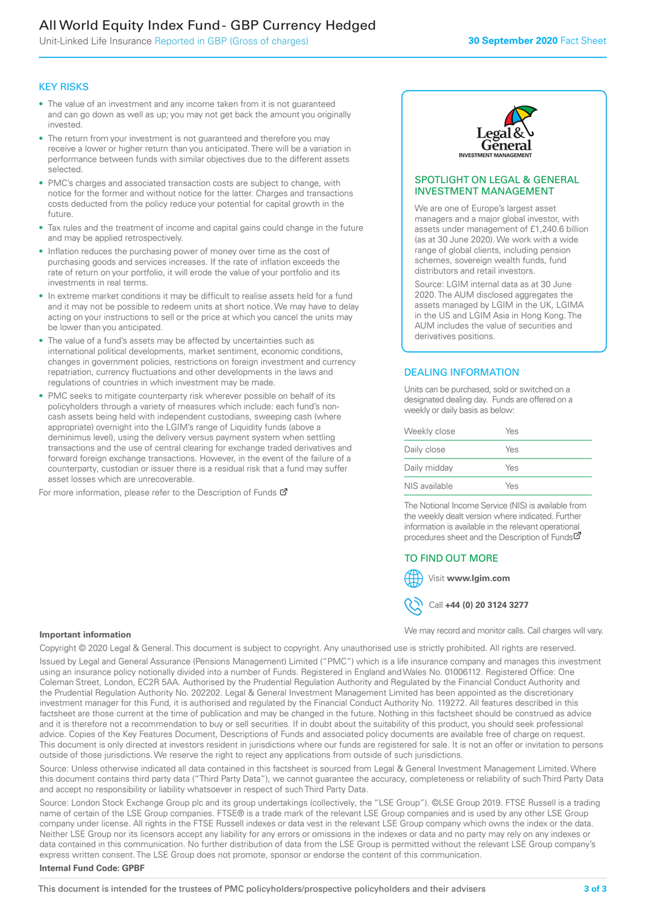# All World Equity Index Fund - GBP Currency Hedged

Unit-Linked Life Insurance Reported in GBP (Gross of charges)

**30 September 2020** Fact Sheet

## KEY RISKS

- The value of an investment and any income taken from it is not guaranteed and can go down as well as up; you may not get back the amount you originally invested.
- The return from your investment is not guaranteed and therefore you may receive a lower or higher return than you anticipated. There will be a variation in performance between funds with similar objectives due to the different assets selected.
- PMC's charges and associated transaction costs are subject to change, with notice for the former and without notice for the latter. Charges and transactions costs deducted from the policy reduce your potential for capital growth in the future.
- Tax rules and the treatment of income and capital gains could change in the future and may be applied retrospectively.
- Inflation reduces the purchasing power of money over time as the cost of purchasing goods and services increases. If the rate of inflation exceeds the rate of return on your portfolio, it will erode the value of your portfolio and its investments in real terms.
- In extreme market conditions it may be difficult to realise assets held for a fund and it may not be possible to redeem units at short notice. We may have to delay acting on your instructions to sell or the price at which you cancel the units may be lower than you anticipated.
- The value of a fund's assets may be affected by uncertainties such as international political developments, market sentiment, economic conditions, changes in government policies, restrictions on foreign investment and currency repatriation, currency fluctuations and other developments in the laws and regulations of countries in which investment may be made.
- PMC seeks to mitigate counterparty risk wherever possible on behalf of its policyholders through a variety of measures which include: each fund's non-cash assets being held with independent custodians, sweeping cash (where appropriate) overnight into the LGIM's range of Liquidity funds (above a deminimus level), using the delivery versus payment system when settling transactions and the use of central clearing for exchange traded derivatives and forward foreign exchange transactions. However, in the event of the failure of a counterparty, custodian or issuer there is a residual risk that a fund may suffer asset losses which are unrecoverable.

For more information, please refer to the Description of Funds

## SPOTLIGHT ON LEGAL & GENERAL INVESTMENT MANAGEMENT

We are one of Europe's largest asset managers and a major global investor, with assets under management of £1,240.6 billion (as at 30 June 2020). We work with a wide range of global clients, including pension schemes, sovereign wealth funds, fund distributors and retail investors.

Source: LGIM internal data as at 30 June 2020. The AUM disclosed aggregates the assets managed by LGIM in the UK, LGIMA in the US and LGIM Asia in Hong Kong. The AUM includes the value of securities and derivatives positions.

## DEALING INFORMATION

Units can be purchased, sold or switched on a designated dealing day. Funds are offered on a weekly or daily basis as below:

| | |
|---|---|
| Weekly close | Yes |
| Daily close | Yes |
| Daily midday | Yes |
| NIS available | Yes |

The Notional Income Service (NIS) is available from the weekly dealt version where indicated. Further information is available in the relevant operational procedures sheet and the Description of Funds

## TO FIND OUT MORE

Visit **www.lgim.com**

Call **+44 (0) 20 3124 3277**

We may record and monitor calls. Call charges will vary.

**Important information**

Copyright © 2020 Legal & General. This document is subject to copyright. Any unauthorised use is strictly prohibited. All rights are reserved.

Issued by Legal and General Assurance (Pensions Management) Limited ("PMC") which is a life insurance company and manages this investment using an insurance policy notionally divided into a number of Funds. Registered in England and Wales No. 01006112. Registered Office: One Coleman Street, London, EC2R 5AA. Authorised by the Prudential Regulation Authority and Regulated by the Financial Conduct Authority and the Prudential Regulation Authority No. 202202. Legal & General Investment Management Limited has been appointed as the discretionary investment manager for this Fund, it is authorised and regulated by the Financial Conduct Authority No. 119272. All features described in this factsheet are those current at the time of publication and may be changed in the future. Nothing in this factsheet should be construed as advice and it is therefore not a recommendation to buy or sell securities. If in doubt about the suitability of this product, you should seek professional advice. Copies of the Key Features Document, Descriptions of Funds and associated policy documents are available free of charge on request. This document is only directed at investors resident in jurisdictions where our funds are registered for sale. It is not an offer or invitation to persons outside of those jurisdictions. We reserve the right to reject any applications from outside of such jurisdictions.

Source: Unless otherwise indicated all data contained in this factsheet is sourced from Legal & General Investment Management Limited. Where this document contains third party data ("Third Party Data"), we cannot guarantee the accuracy, completeness or reliability of such Third Party Data and accept no responsibility or liability whatsoever in respect of such Third Party Data.

Source: London Stock Exchange Group plc and its group undertakings (collectively, the "LSE Group"). ©LSE Group 2019. FTSE Russell is a trading name of certain of the LSE Group companies. FTSE® is a trade mark of the relevant LSE Group companies and is used by any other LSE Group company under license. All rights in the FTSE Russell indexes or data vest in the relevant LSE Group company which owns the index or the data. Neither LSE Group nor its licensors accept any liability for any errors or omissions in the indexes or data and no party may rely on any indexes or data contained in this communication. No further distribution of data from the LSE Group is permitted without the relevant LSE Group company's express written consent. The LSE Group does not promote, sponsor or endorse the content of this communication.

**Internal Fund Code: GPBF**

This document is intended for the trustees of PMC policyholders/prospective policyholders and their advisers